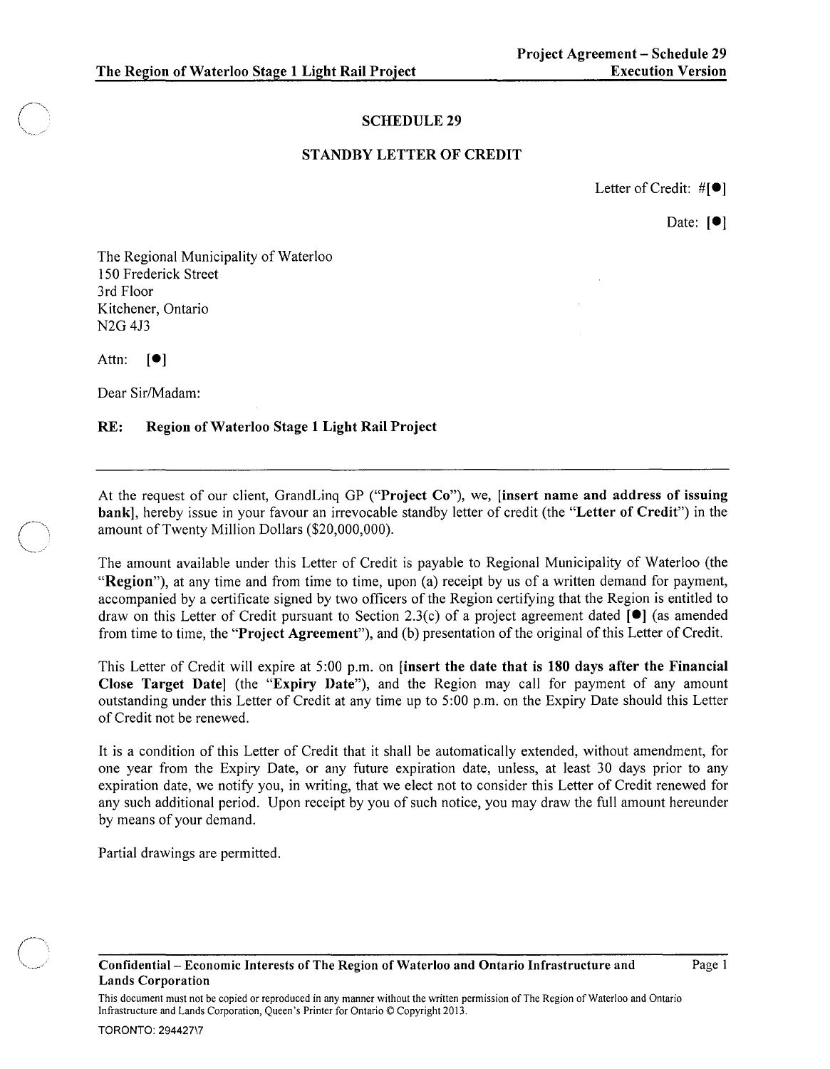# SCHEDULE 29

## STANDBY LETTER OF CREDIT

Letter of Credit: #[●]

Date: [●]

The Regional Municipality of Waterloo
150 Frederick Street
3rd Floor
Kitchener, Ontario
N2G 4J3

Attn: [●]

Dear Sir/Madam:

**RE: Region of Waterloo Stage 1 Light Rail Project**

---

At the request of our client, GrandLinq GP ("**Project Co**"), we, **[insert name and address of issuing bank]**, hereby issue in your favour an irrevocable standby letter of credit (the "**Letter of Credit**") in the amount of Twenty Million Dollars ($20,000,000).

The amount available under this Letter of Credit is payable to Regional Municipality of Waterloo (the "**Region**"), at any time and from time to time, upon (a) receipt by us of a written demand for payment, accompanied by a certificate signed by two officers of the Region certifying that the Region is entitled to draw on this Letter of Credit pursuant to Section 2.3(c) of a project agreement dated **[●]** (as amended from time to time, the "**Project Agreement**"), and (b) presentation of the original of this Letter of Credit.

This Letter of Credit will expire at 5:00 p.m. on **[insert the date that is 180 days after the Financial Close Target Date]** (the "**Expiry Date**"), and the Region may call for payment of any amount outstanding under this Letter of Credit at any time up to 5:00 p.m. on the Expiry Date should this Letter of Credit not be renewed.

It is a condition of this Letter of Credit that it shall be automatically extended, without amendment, for one year from the Expiry Date, or any future expiration date, unless, at least 30 days prior to any expiration date, we notify you, in writing, that we elect not to consider this Letter of Credit renewed for any such additional period. Upon receipt by you of such notice, you may draw the full amount hereunder by means of your demand.

Partial drawings are permitted.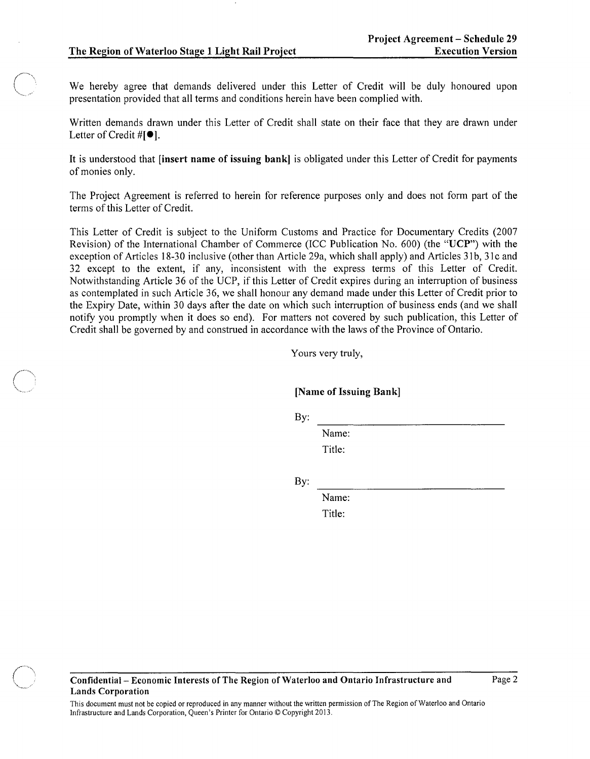We hereby agree that demands delivered under this Letter of Credit will be duly honoured upon presentation provided that all terms and conditions herein have been complied with.

Written demands drawn under this Letter of Credit shall state on their face that they are drawn under Letter of Credit #[●].

It is understood that **[insert name of issuing bank]** is obligated under this Letter of Credit for payments of monies only.

The Project Agreement is referred to herein for reference purposes only and does not form part of the terms of this Letter of Credit.

This Letter of Credit is subject to the Uniform Customs and Practice for Documentary Credits (2007 Revision) of the International Chamber of Commerce (ICC Publication No. 600) (the "**UCP**") with the exception of Articles 18-30 inclusive (other than Article 29a, which shall apply) and Articles 31b, 31c and 32 except to the extent, if any, inconsistent with the express terms of this Letter of Credit. Notwithstanding Article 36 of the UCP, if this Letter of Credit expires during an interruption of business as contemplated in such Article 36, we shall honour any demand made under this Letter of Credit prior to the Expiry Date, within 30 days after the date on which such interruption of business ends (and we shall notify you promptly when it does so end). For matters not covered by such publication, this Letter of Credit shall be governed by and construed in accordance with the laws of the Province of Ontario.

Yours very truly,

**[Name of Issuing Bank]**

By: \_\_\_\_\_\_\_\_\_\_\_\_\_\_\_\_\_\_\_\_\_\_\_\_\_\_\_\_\_\_

Name:

Title:

By: \_\_\_\_\_\_\_\_\_\_\_\_\_\_\_\_\_\_\_\_\_\_\_\_\_\_\_\_\_\_

Name:

Title: